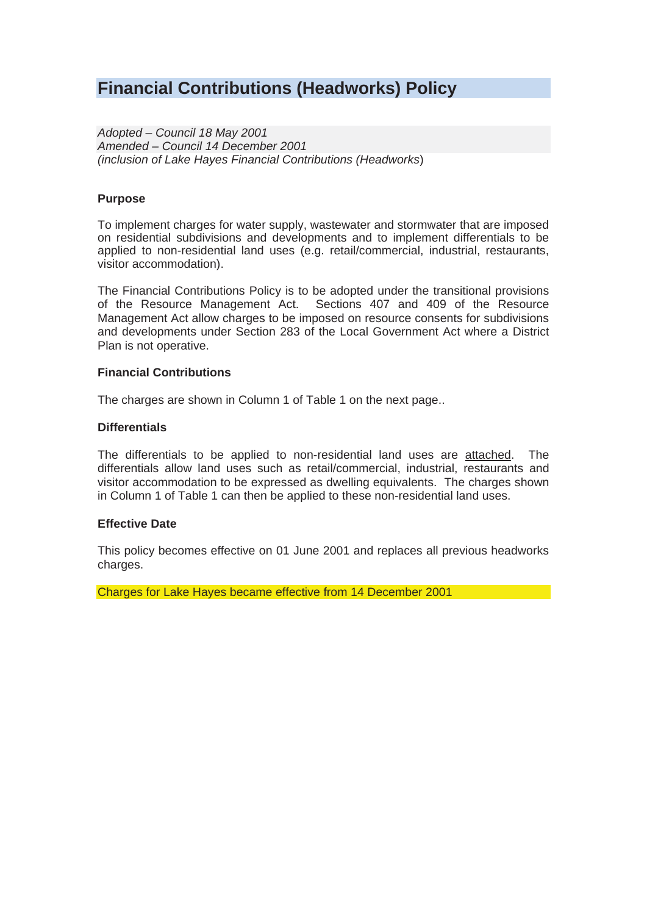# Financial Contributions (Headworks) Policy

*Adopted – Council 18 May 2001*
*Amended – Council 14 December 2001*
*(inclusion of Lake Hayes Financial Contributions (Headworks*)

**Purpose**

To implement charges for water supply, wastewater and stormwater that are imposed on residential subdivisions and developments and to implement differentials to be applied to non-residential land uses (e.g. retail/commercial, industrial, restaurants, visitor accommodation).

The Financial Contributions Policy is to be adopted under the transitional provisions of the Resource Management Act. Sections 407 and 409 of the Resource Management Act allow charges to be imposed on resource consents for subdivisions and developments under Section 283 of the Local Government Act where a District Plan is not operative.

**Financial Contributions**

The charges are shown in Column 1 of Table 1 on the next page..

**Differentials**

The differentials to be applied to non-residential land uses are attached. The differentials allow land uses such as retail/commercial, industrial, restaurants and visitor accommodation to be expressed as dwelling equivalents. The charges shown in Column 1 of Table 1 can then be applied to these non-residential land uses.

**Effective Date**

This policy becomes effective on 01 June 2001 and replaces all previous headworks charges.

Charges for Lake Hayes became effective from 14 December 2001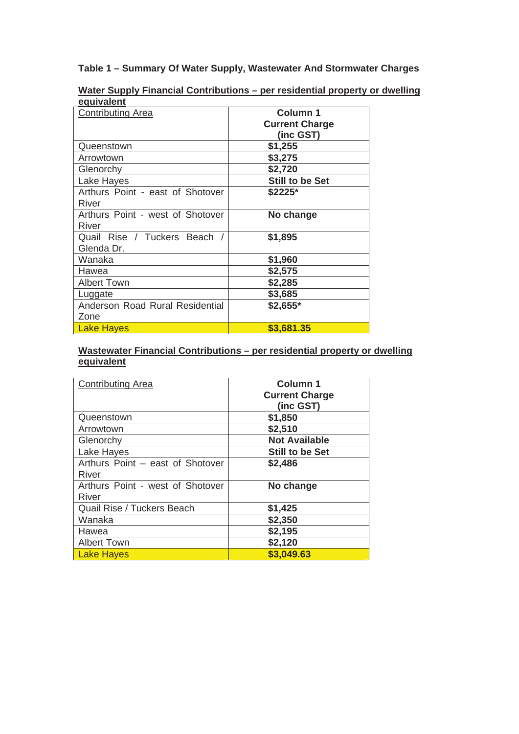**Table 1 – Summary Of Water Supply, Wastewater And Stormwater Charges**

**Water Supply Financial Contributions – per residential property or dwelling equivalent**

| Contributing Area | Column 1 Current Charge (inc GST) |
|---|---|
| Queenstown | **$1,255** |
| Arrowtown | **$3,275** |
| Glenorchy | **$2,720** |
| Lake Hayes | **Still to be Set** |
| Arthurs Point - east of Shotover River | **$2225*** |
| Arthurs Point - west of Shotover River | **No change** |
| Quail Rise / Tuckers Beach / Glenda Dr. | **$1,895** |
| Wanaka | **$1,960** |
| Hawea | **$2,575** |
| Albert Town | **$2,285** |
| Luggate | **$3,685** |
| Anderson Road Rural Residential Zone | **$2,655*** |
| Lake Hayes | **$3,681.35** |

**Wastewater Financial Contributions – per residential property or dwelling equivalent**

| Contributing Area | Column 1 Current Charge (inc GST) |
|---|---|
| Queenstown | **$1,850** |
| Arrowtown | **$2,510** |
| Glenorchy | **Not Available** |
| Lake Hayes | **Still to be Set** |
| Arthurs Point – east of Shotover River | **$2,486** |
| Arthurs Point - west of Shotover River | **No change** |
| Quail Rise / Tuckers Beach | **$1,425** |
| Wanaka | **$2,350** |
| Hawea | **$2,195** |
| Albert Town | **$2,120** |
| Lake Hayes | **$3,049.63** |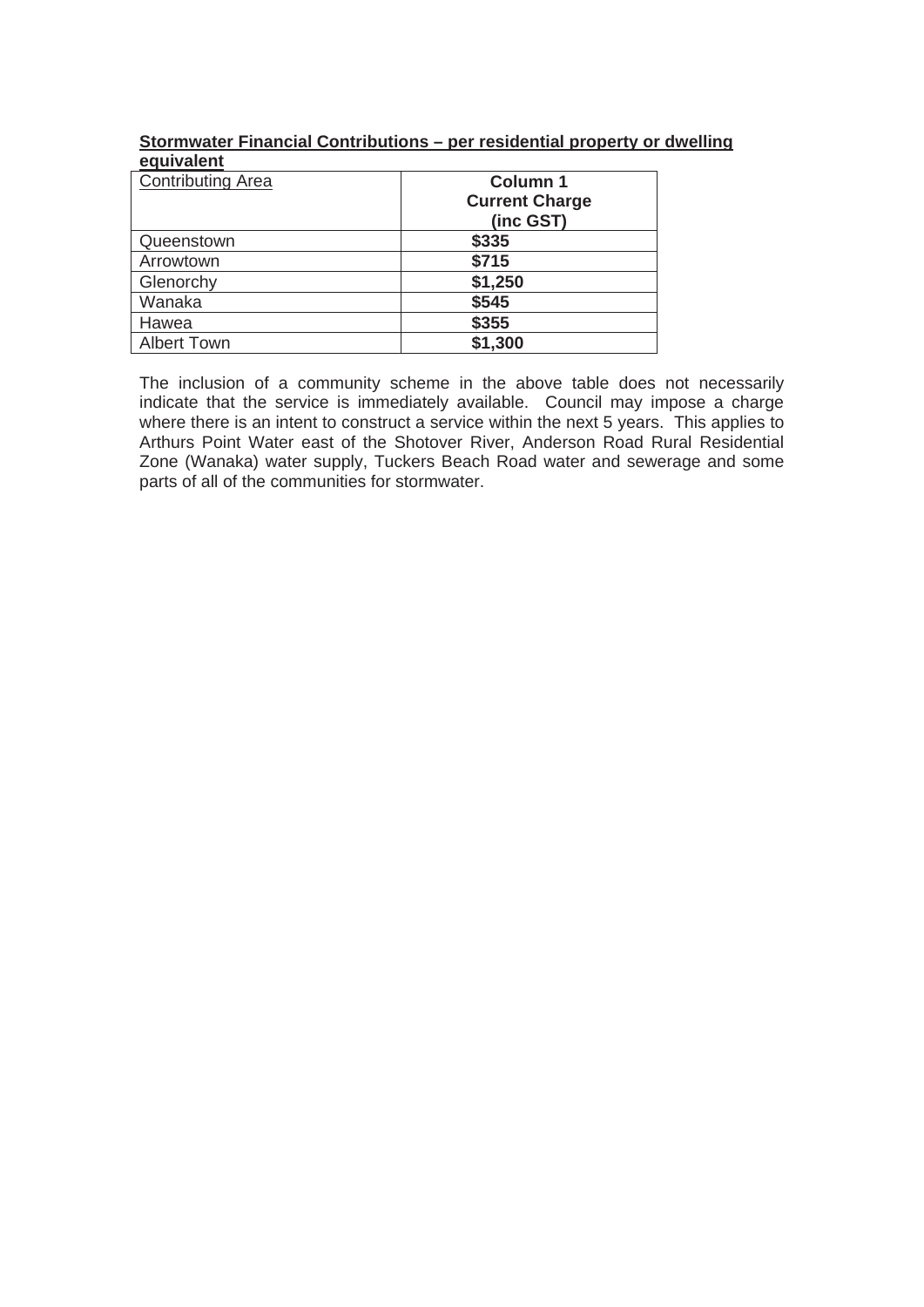**Stormwater Financial Contributions – per residential property or dwelling equivalent**

| Contributing Area | Column 1 Current Charge (inc GST) |
|---|---|
| Queenstown | **$335** |
| Arrowtown | **$715** |
| Glenorchy | **$1,250** |
| Wanaka | **$545** |
| Hawea | **$355** |
| Albert Town | **$1,300** |

The inclusion of a community scheme in the above table does not necessarily indicate that the service is immediately available. Council may impose a charge where there is an intent to construct a service within the next 5 years. This applies to Arthurs Point Water east of the Shotover River, Anderson Road Rural Residential Zone (Wanaka) water supply, Tuckers Beach Road water and sewerage and some parts of all of the communities for stormwater.